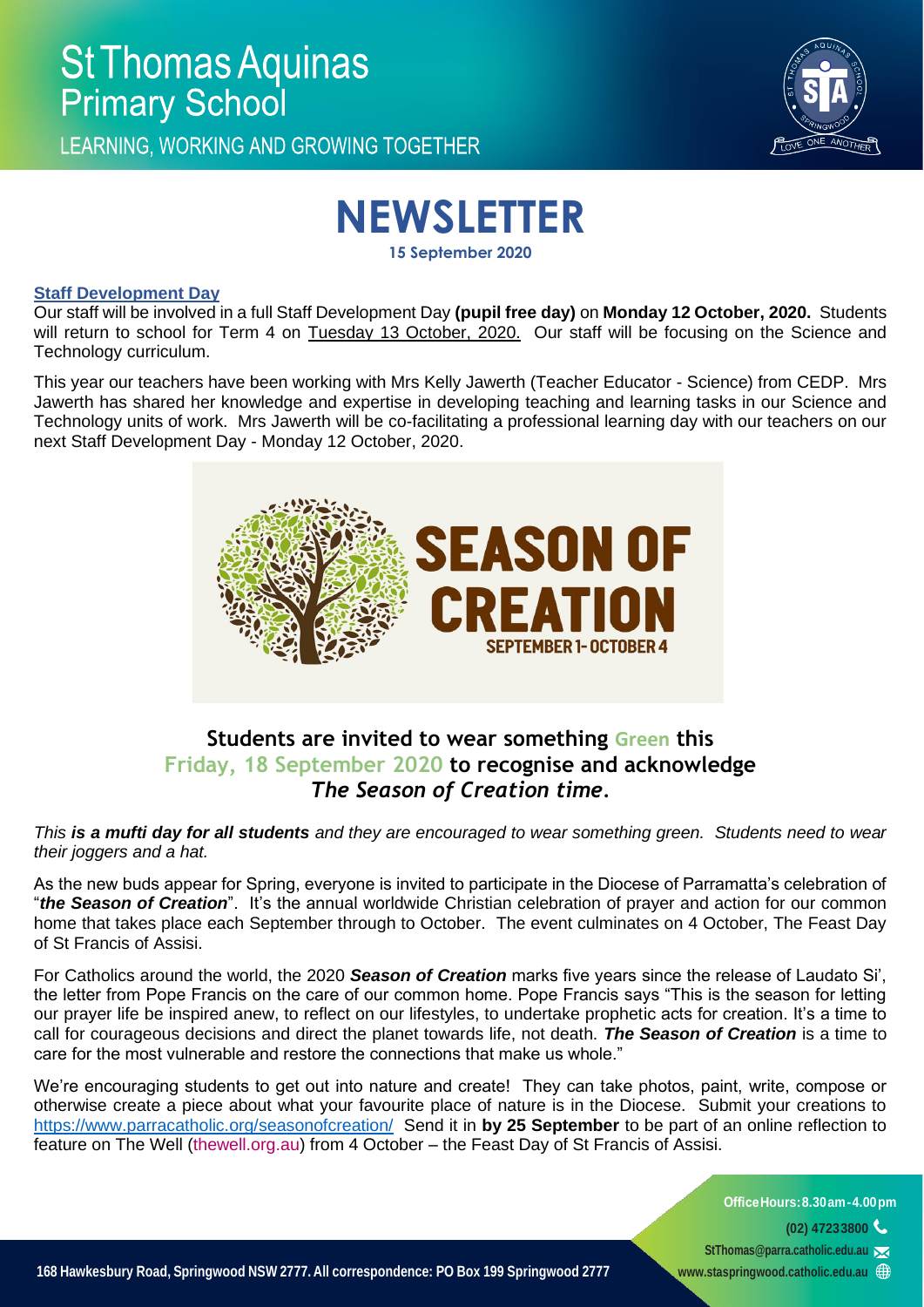# St Thomas Aquinas Primary School

LEARNING, WORKING AND GROWING TOGETHER

# NEWSLETTER

**15 September 2020**

### Staff Development Day

Our staff will be involved in a full Staff Development Day **(pupil free day)** on **Monday 12 October, 2020.** Students will return to school for Term 4 on Tuesday 13 October, 2020. Our staff will be focusing on the Science and Technology curriculum.

This year our teachers have been working with Mrs Kelly Jawerth (Teacher Educator - Science) from CEDP. Mrs Jawerth has shared her knowledge and expertise in developing teaching and learning tasks in our Science and Technology units of work. Mrs Jawerth will be co-facilitating a professional learning day with our teachers on our next Staff Development Day - Monday 12 October, 2020.

**SEASON OF CREATION**
SEPTEMBER 1 - OCTOBER 4

### Students are invited to wear something Green this Friday, 18 September 2020 to recognise and acknowledge *The Season of Creation time*.

*This **is a mufti day for all students** and they are encouraged to wear something green. Students need to wear their joggers and a hat.*

As the new buds appear for Spring, everyone is invited to participate in the Diocese of Parramatta's celebration of "***the Season of Creation***". It's the annual worldwide Christian celebration of prayer and action for our common home that takes place each September through to October. The event culminates on 4 October, The Feast Day of St Francis of Assisi.

For Catholics around the world, the 2020 ***Season of Creation*** marks five years since the release of Laudato Si', the letter from Pope Francis on the care of our common home. Pope Francis says "This is the season for letting our prayer life be inspired anew, to reflect on our lifestyles, to undertake prophetic acts for creation. It's a time to call for courageous decisions and direct the planet towards life, not death. ***The Season of Creation*** is a time to care for the most vulnerable and restore the connections that make us whole."

We're encouraging students to get out into nature and create! They can take photos, paint, write, compose or otherwise create a piece about what your favourite place of nature is in the Diocese. Submit your creations to https://www.parracatholic.org/seasonofcreation/ Send it in **by 25 September** to be part of an online reflection to feature on The Well (thewell.org.au) from 4 October – the Feast Day of St Francis of Assisi.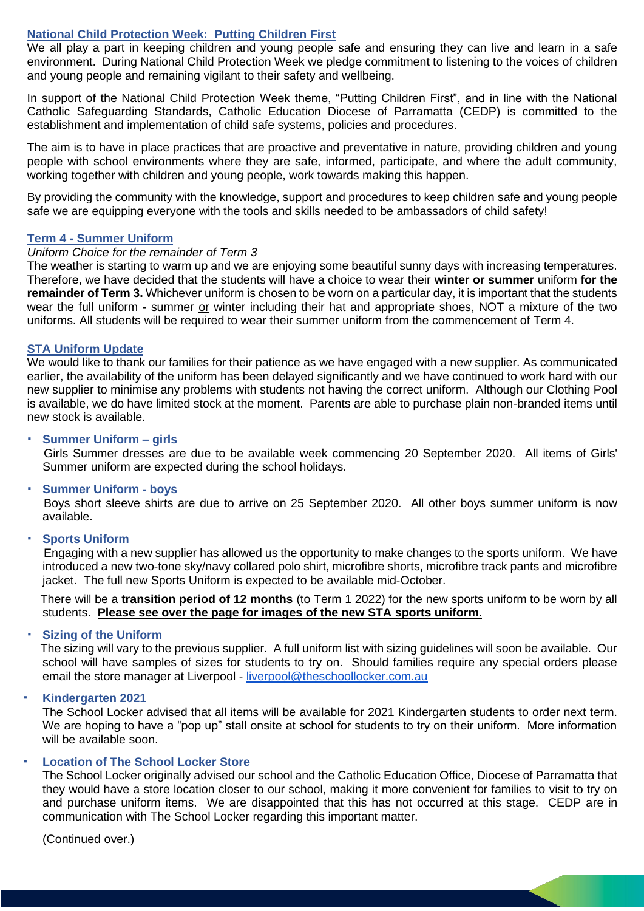## National Child Protection Week: Putting Children First

We all play a part in keeping children and young people safe and ensuring they can live and learn in a safe environment. During National Child Protection Week we pledge commitment to listening to the voices of children and young people and remaining vigilant to their safety and wellbeing.

In support of the National Child Protection Week theme, "Putting Children First", and in line with the National Catholic Safeguarding Standards, Catholic Education Diocese of Parramatta (CEDP) is committed to the establishment and implementation of child safe systems, policies and procedures.

The aim is to have in place practices that are proactive and preventative in nature, providing children and young people with school environments where they are safe, informed, participate, and where the adult community, working together with children and young people, work towards making this happen.

By providing the community with the knowledge, support and procedures to keep children safe and young people safe we are equipping everyone with the tools and skills needed to be ambassadors of child safety!

## Term 4 - Summer Uniform

*Uniform Choice for the remainder of Term 3*

The weather is starting to warm up and we are enjoying some beautiful sunny days with increasing temperatures. Therefore, we have decided that the students will have a choice to wear their **winter or summer** uniform **for the remainder of Term 3.** Whichever uniform is chosen to be worn on a particular day, it is important that the students wear the full uniform - summer or winter including their hat and appropriate shoes, NOT a mixture of the two uniforms. All students will be required to wear their summer uniform from the commencement of Term 4.

## STA Uniform Update

We would like to thank our families for their patience as we have engaged with a new supplier. As communicated earlier, the availability of the uniform has been delayed significantly and we have continued to work hard with our new supplier to minimise any problems with students not having the correct uniform. Although our Clothing Pool is available, we do have limited stock at the moment. Parents are able to purchase plain non-branded items until new stock is available.

- **Summer Uniform – girls**

  Girls Summer dresses are due to be available week commencing 20 September 2020. All items of Girls' Summer uniform are expected during the school holidays.

- **Summer Uniform - boys**

  Boys short sleeve shirts are due to arrive on 25 September 2020. All other boys summer uniform is now available.

- **Sports Uniform**

  Engaging with a new supplier has allowed us the opportunity to make changes to the sports uniform. We have introduced a new two-tone sky/navy collared polo shirt, microfibre shorts, microfibre track pants and microfibre jacket. The full new Sports Uniform is expected to be available mid-October.

  There will be a **transition period of 12 months** (to Term 1 2022) for the new sports uniform to be worn by all students. **Please see over the page for images of the new STA sports uniform.**

- **Sizing of the Uniform**

  The sizing will vary to the previous supplier. A full uniform list with sizing guidelines will soon be available. Our school will have samples of sizes for students to try on. Should families require any special orders please email the store manager at Liverpool - liverpool@theschoollocker.com.au

- **Kindergarten 2021**

  The School Locker advised that all items will be available for 2021 Kindergarten students to order next term. We are hoping to have a "pop up" stall onsite at school for students to try on their uniform. More information will be available soon.

- **Location of The School Locker Store**

  The School Locker originally advised our school and the Catholic Education Office, Diocese of Parramatta that they would have a store location closer to our school, making it more convenient for families to visit to try on and purchase uniform items. We are disappointed that this has not occurred at this stage. CEDP are in communication with The School Locker regarding this important matter.

  (Continued over.)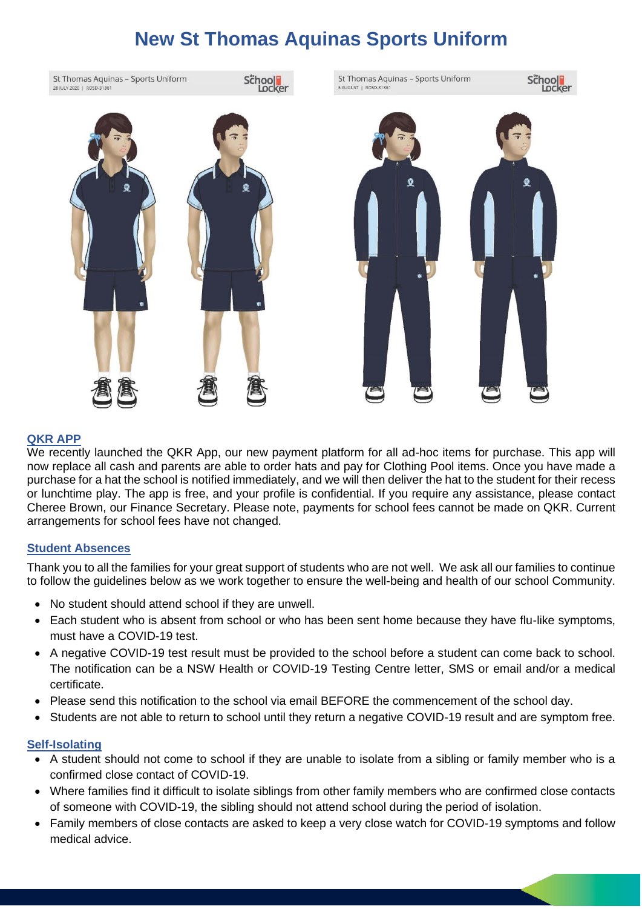# New St Thomas Aquinas Sports Uniform

St Thomas Aquinas – Sports Uniform
28 JULY 2020 | ROSD-31361

St Thomas Aquinas – Sports Uniform
5 AUGUST | ROSD-31361

## QKR APP

We recently launched the QKR App, our new payment platform for all ad-hoc items for purchase. This app will now replace all cash and parents are able to order hats and pay for Clothing Pool items. Once you have made a purchase for a hat the school is notified immediately, and we will then deliver the hat to the student for their recess or lunchtime play. The app is free, and your profile is confidential. If you require any assistance, please contact Cheree Brown, our Finance Secretary. Please note, payments for school fees cannot be made on QKR. Current arrangements for school fees have not changed.

## Student Absences

Thank you to all the families for your great support of students who are not well. We ask all our families to continue to follow the guidelines below as we work together to ensure the well-being and health of our school Community.

- No student should attend school if they are unwell.
- Each student who is absent from school or who has been sent home because they have flu-like symptoms, must have a COVID-19 test.
- A negative COVID-19 test result must be provided to the school before a student can come back to school. The notification can be a NSW Health or COVID-19 Testing Centre letter, SMS or email and/or a medical certificate.
- Please send this notification to the school via email BEFORE the commencement of the school day.
- Students are not able to return to school until they return a negative COVID-19 result and are symptom free.

## Self-Isolating

- A student should not come to school if they are unable to isolate from a sibling or family member who is a confirmed close contact of COVID-19.
- Where families find it difficult to isolate siblings from other family members who are confirmed close contacts of someone with COVID-19, the sibling should not attend school during the period of isolation.
- Family members of close contacts are asked to keep a very close watch for COVID-19 symptoms and follow medical advice.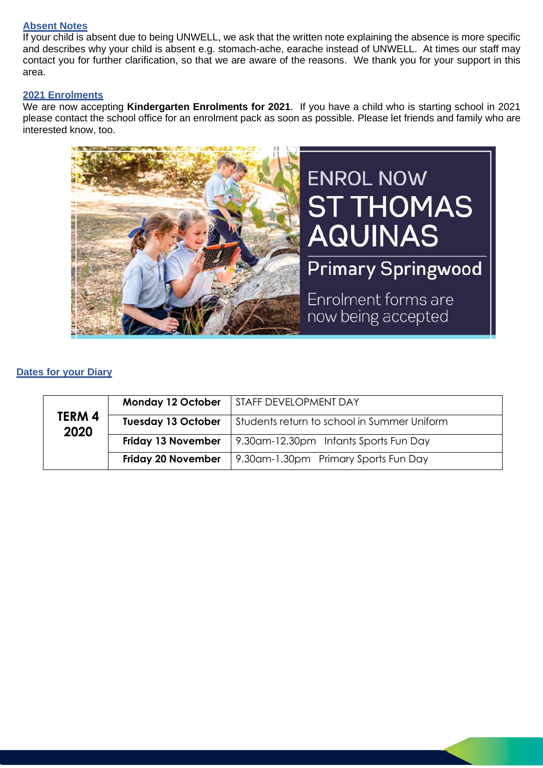## Absent Notes

If your child is absent due to being UNWELL, we ask that the written note explaining the absence is more specific and describes why your child is absent e.g. stomach-ache, earache instead of UNWELL. At times our staff may contact you for further clarification, so that we are aware of the reasons. We thank you for your support in this area.

## 2021 Enrolments

We are now accepting **Kindergarten Enrolments for 2021**. If you have a child who is starting school in 2021 please contact the school office for an enrolment pack as soon as possible. Please let friends and family who are interested know, too.

ENROL NOW
ST THOMAS AQUINAS
Primary Springwood
Enrolment forms are now being accepted

## Dates for your Diary

| | | |
|---|---|---|
| **TERM 4 2020** | **Monday 12 October** | STAFF DEVELOPMENT DAY |
| | **Tuesday 13 October** | Students return to school in Summer Uniform |
| | **Friday 13 November** | 9.30am-12.30pm Infants Sports Fun Day |
| | **Friday 20 November** | 9.30am-1.30pm Primary Sports Fun Day |